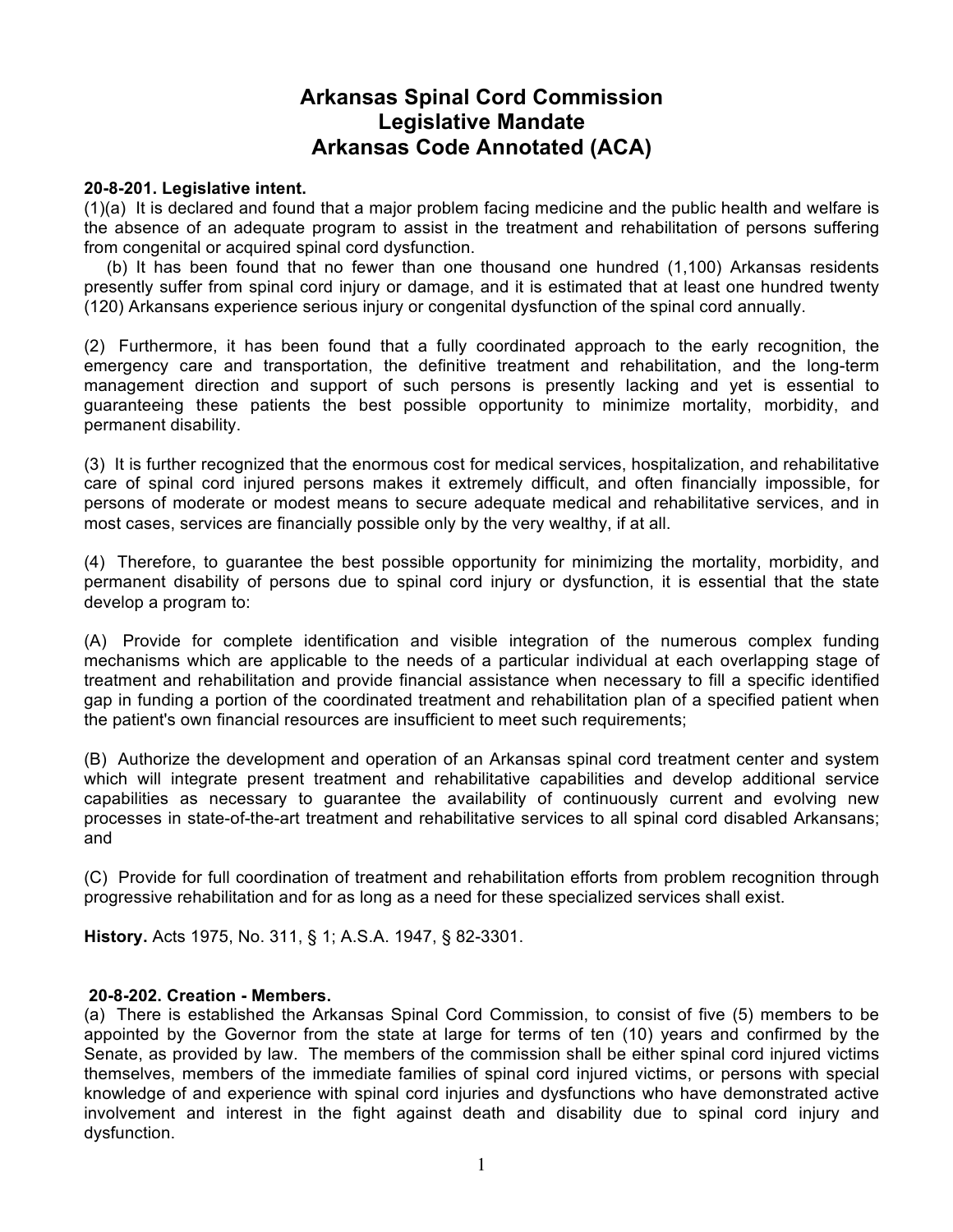# Arkansas Spinal Cord Commission
# Legislative Mandate
# Arkansas Code Annotated (ACA)

**20-8-201. Legislative intent.**

(1)(a) It is declared and found that a major problem facing medicine and the public health and welfare is the absence of an adequate program to assist in the treatment and rehabilitation of persons suffering from congenital or acquired spinal cord dysfunction.

(b) It has been found that no fewer than one thousand one hundred (1,100) Arkansas residents presently suffer from spinal cord injury or damage, and it is estimated that at least one hundred twenty (120) Arkansans experience serious injury or congenital dysfunction of the spinal cord annually.

(2) Furthermore, it has been found that a fully coordinated approach to the early recognition, the emergency care and transportation, the definitive treatment and rehabilitation, and the long-term management direction and support of such persons is presently lacking and yet is essential to guaranteeing these patients the best possible opportunity to minimize mortality, morbidity, and permanent disability.

(3) It is further recognized that the enormous cost for medical services, hospitalization, and rehabilitative care of spinal cord injured persons makes it extremely difficult, and often financially impossible, for persons of moderate or modest means to secure adequate medical and rehabilitative services, and in most cases, services are financially possible only by the very wealthy, if at all.

(4) Therefore, to guarantee the best possible opportunity for minimizing the mortality, morbidity, and permanent disability of persons due to spinal cord injury or dysfunction, it is essential that the state develop a program to:

(A) Provide for complete identification and visible integration of the numerous complex funding mechanisms which are applicable to the needs of a particular individual at each overlapping stage of treatment and rehabilitation and provide financial assistance when necessary to fill a specific identified gap in funding a portion of the coordinated treatment and rehabilitation plan of a specified patient when the patient's own financial resources are insufficient to meet such requirements;

(B) Authorize the development and operation of an Arkansas spinal cord treatment center and system which will integrate present treatment and rehabilitative capabilities and develop additional service capabilities as necessary to guarantee the availability of continuously current and evolving new processes in state-of-the-art treatment and rehabilitative services to all spinal cord disabled Arkansans; and

(C) Provide for full coordination of treatment and rehabilitation efforts from problem recognition through progressive rehabilitation and for as long as a need for these specialized services shall exist.

**History.** Acts 1975, No. 311, § 1; A.S.A. 1947, § 82-3301.

**20-8-202. Creation - Members.**

(a) There is established the Arkansas Spinal Cord Commission, to consist of five (5) members to be appointed by the Governor from the state at large for terms of ten (10) years and confirmed by the Senate, as provided by law. The members of the commission shall be either spinal cord injured victims themselves, members of the immediate families of spinal cord injured victims, or persons with special knowledge of and experience with spinal cord injuries and dysfunctions who have demonstrated active involvement and interest in the fight against death and disability due to spinal cord injury and dysfunction.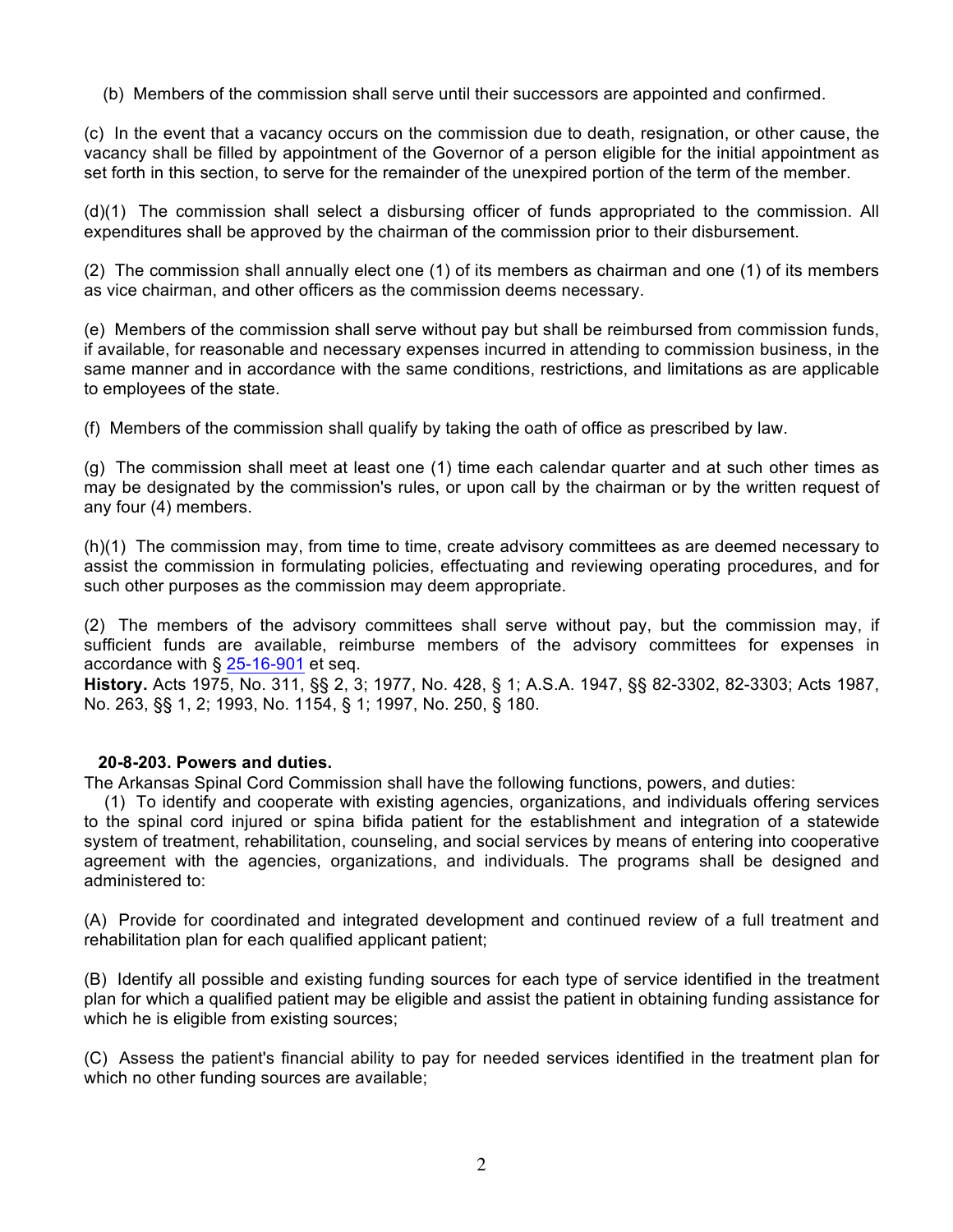(b) Members of the commission shall serve until their successors are appointed and confirmed.

(c) In the event that a vacancy occurs on the commission due to death, resignation, or other cause, the vacancy shall be filled by appointment of the Governor of a person eligible for the initial appointment as set forth in this section, to serve for the remainder of the unexpired portion of the term of the member.

(d)(1) The commission shall select a disbursing officer of funds appropriated to the commission. All expenditures shall be approved by the chairman of the commission prior to their disbursement.

(2) The commission shall annually elect one (1) of its members as chairman and one (1) of its members as vice chairman, and other officers as the commission deems necessary.

(e) Members of the commission shall serve without pay but shall be reimbursed from commission funds, if available, for reasonable and necessary expenses incurred in attending to commission business, in the same manner and in accordance with the same conditions, restrictions, and limitations as are applicable to employees of the state.

(f) Members of the commission shall qualify by taking the oath of office as prescribed by law.

(g) The commission shall meet at least one (1) time each calendar quarter and at such other times as may be designated by the commission's rules, or upon call by the chairman or by the written request of any four (4) members.

(h)(1) The commission may, from time to time, create advisory committees as are deemed necessary to assist the commission in formulating policies, effectuating and reviewing operating procedures, and for such other purposes as the commission may deem appropriate.

(2) The members of the advisory committees shall serve without pay, but the commission may, if sufficient funds are available, reimburse members of the advisory committees for expenses in accordance with § 25-16-901 et seq.

**History.** Acts 1975, No. 311, §§ 2, 3; 1977, No. 428, § 1; A.S.A. 1947, §§ 82-3302, 82-3303; Acts 1987, No. 263, §§ 1, 2; 1993, No. 1154, § 1; 1997, No. 250, § 180.

**20-8-203. Powers and duties.**

The Arkansas Spinal Cord Commission shall have the following functions, powers, and duties:

(1) To identify and cooperate with existing agencies, organizations, and individuals offering services to the spinal cord injured or spina bifida patient for the establishment and integration of a statewide system of treatment, rehabilitation, counseling, and social services by means of entering into cooperative agreement with the agencies, organizations, and individuals. The programs shall be designed and administered to:

(A) Provide for coordinated and integrated development and continued review of a full treatment and rehabilitation plan for each qualified applicant patient;

(B) Identify all possible and existing funding sources for each type of service identified in the treatment plan for which a qualified patient may be eligible and assist the patient in obtaining funding assistance for which he is eligible from existing sources;

(C) Assess the patient's financial ability to pay for needed services identified in the treatment plan for which no other funding sources are available;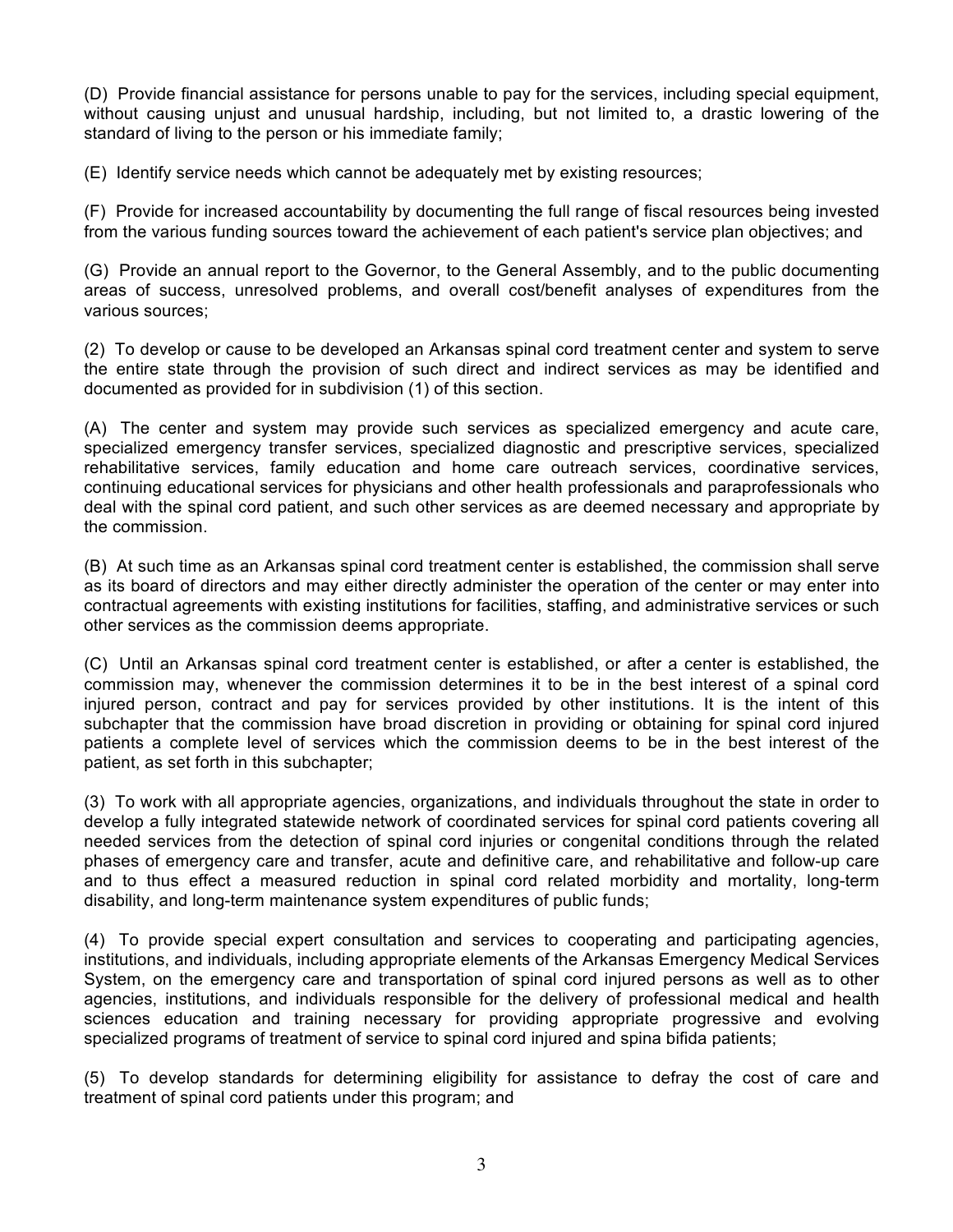(D) Provide financial assistance for persons unable to pay for the services, including special equipment, without causing unjust and unusual hardship, including, but not limited to, a drastic lowering of the standard of living to the person or his immediate family;

(E) Identify service needs which cannot be adequately met by existing resources;

(F) Provide for increased accountability by documenting the full range of fiscal resources being invested from the various funding sources toward the achievement of each patient's service plan objectives; and

(G) Provide an annual report to the Governor, to the General Assembly, and to the public documenting areas of success, unresolved problems, and overall cost/benefit analyses of expenditures from the various sources;

(2) To develop or cause to be developed an Arkansas spinal cord treatment center and system to serve the entire state through the provision of such direct and indirect services as may be identified and documented as provided for in subdivision (1) of this section.

(A) The center and system may provide such services as specialized emergency and acute care, specialized emergency transfer services, specialized diagnostic and prescriptive services, specialized rehabilitative services, family education and home care outreach services, coordinative services, continuing educational services for physicians and other health professionals and paraprofessionals who deal with the spinal cord patient, and such other services as are deemed necessary and appropriate by the commission.

(B) At such time as an Arkansas spinal cord treatment center is established, the commission shall serve as its board of directors and may either directly administer the operation of the center or may enter into contractual agreements with existing institutions for facilities, staffing, and administrative services or such other services as the commission deems appropriate.

(C) Until an Arkansas spinal cord treatment center is established, or after a center is established, the commission may, whenever the commission determines it to be in the best interest of a spinal cord injured person, contract and pay for services provided by other institutions. It is the intent of this subchapter that the commission have broad discretion in providing or obtaining for spinal cord injured patients a complete level of services which the commission deems to be in the best interest of the patient, as set forth in this subchapter;

(3) To work with all appropriate agencies, organizations, and individuals throughout the state in order to develop a fully integrated statewide network of coordinated services for spinal cord patients covering all needed services from the detection of spinal cord injuries or congenital conditions through the related phases of emergency care and transfer, acute and definitive care, and rehabilitative and follow-up care and to thus effect a measured reduction in spinal cord related morbidity and mortality, long-term disability, and long-term maintenance system expenditures of public funds;

(4) To provide special expert consultation and services to cooperating and participating agencies, institutions, and individuals, including appropriate elements of the Arkansas Emergency Medical Services System, on the emergency care and transportation of spinal cord injured persons as well as to other agencies, institutions, and individuals responsible for the delivery of professional medical and health sciences education and training necessary for providing appropriate progressive and evolving specialized programs of treatment of service to spinal cord injured and spina bifida patients;

(5) To develop standards for determining eligibility for assistance to defray the cost of care and treatment of spinal cord patients under this program; and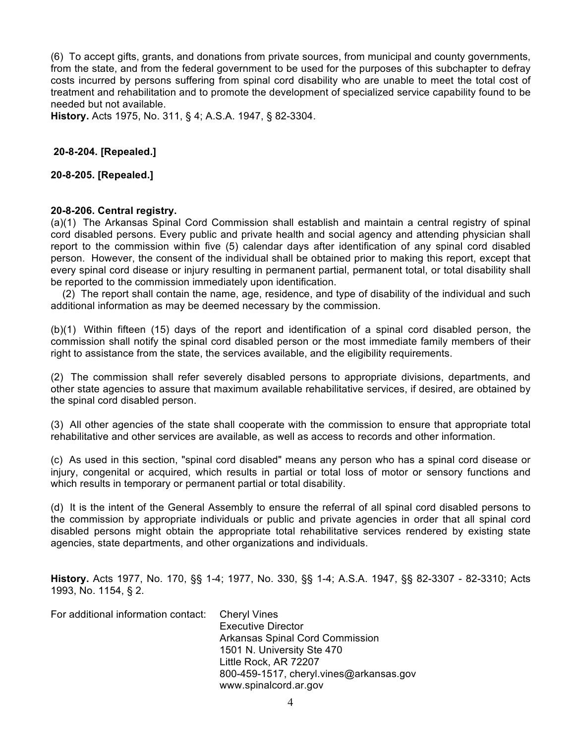(6) To accept gifts, grants, and donations from private sources, from municipal and county governments, from the state, and from the federal government to be used for the purposes of this subchapter to defray costs incurred by persons suffering from spinal cord disability who are unable to meet the total cost of treatment and rehabilitation and to promote the development of specialized service capability found to be needed but not available.

**History.** Acts 1975, No. 311, § 4; A.S.A. 1947, § 82-3304.

**20-8-204. [Repealed.]**

**20-8-205. [Repealed.]**

**20-8-206. Central registry.**

(a)(1) The Arkansas Spinal Cord Commission shall establish and maintain a central registry of spinal cord disabled persons. Every public and private health and social agency and attending physician shall report to the commission within five (5) calendar days after identification of any spinal cord disabled person. However, the consent of the individual shall be obtained prior to making this report, except that every spinal cord disease or injury resulting in permanent partial, permanent total, or total disability shall be reported to the commission immediately upon identification.

(2) The report shall contain the name, age, residence, and type of disability of the individual and such additional information as may be deemed necessary by the commission.

(b)(1) Within fifteen (15) days of the report and identification of a spinal cord disabled person, the commission shall notify the spinal cord disabled person or the most immediate family members of their right to assistance from the state, the services available, and the eligibility requirements.

(2) The commission shall refer severely disabled persons to appropriate divisions, departments, and other state agencies to assure that maximum available rehabilitative services, if desired, are obtained by the spinal cord disabled person.

(3) All other agencies of the state shall cooperate with the commission to ensure that appropriate total rehabilitative and other services are available, as well as access to records and other information.

(c) As used in this section, "spinal cord disabled" means any person who has a spinal cord disease or injury, congenital or acquired, which results in partial or total loss of motor or sensory functions and which results in temporary or permanent partial or total disability.

(d) It is the intent of the General Assembly to ensure the referral of all spinal cord disabled persons to the commission by appropriate individuals or public and private agencies in order that all spinal cord disabled persons might obtain the appropriate total rehabilitative services rendered by existing state agencies, state departments, and other organizations and individuals.

**History.** Acts 1977, No. 170, §§ 1-4; 1977, No. 330, §§ 1-4; A.S.A. 1947, §§ 82-3307 - 82-3310; Acts 1993, No. 1154, § 2.

For additional information contact:

Cheryl Vines
Executive Director
Arkansas Spinal Cord Commission
1501 N. University Ste 470
Little Rock, AR 72207
800-459-1517, cheryl.vines@arkansas.gov
www.spinalcord.ar.gov